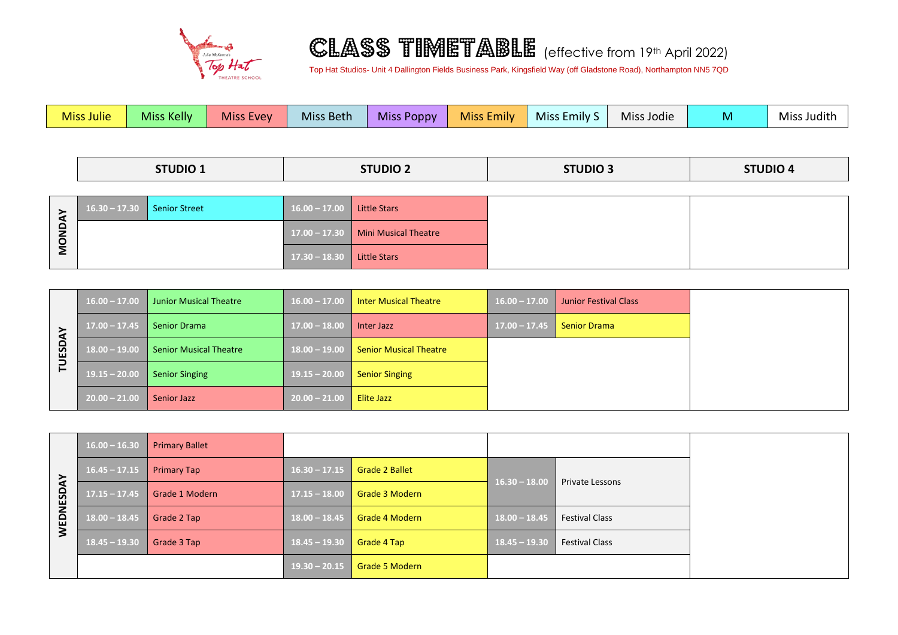# CLASS TIMETABLE (effective from 19th April 2022)

Top Hat Studios- Unit 4 Dallington Fields Business Park, Kingsfield Way (off Gladstone Road), Northampton NN5 7QD

| Miss Julie | Miss Kelly | Miss Evey | Miss Beth | Miss Poppy | Miss Emily | Miss Emily S | Miss Jodie | M | Miss Judith |
|---|---|---|---|---|---|---|---|---|---|

| Day | STUDIO 1 | | STUDIO 2 | | STUDIO 3 | | STUDIO 4 | |
|---|---|---|---|---|---|---|---|---|
| MONDAY | 16.30 – 17.30 | Senior Street | 16.00 – 17.00 | Little Stars | | | | |
| | | | 17.00 – 17.30 | Mini Musical Theatre | | | | |
| | | | 17.30 – 18.30 | Little Stars | | | | |
| TUESDAY | 16.00 – 17.00 | Junior Musical Theatre | 16.00 – 17.00 | Inter Musical Theatre | 16.00 – 17.00 | Junior Festival Class | | |
| | 17.00 – 17.45 | Senior Drama | 17.00 – 18.00 | Inter Jazz | 17.00 – 17.45 | Senior Drama | | |
| | 18.00 – 19.00 | Senior Musical Theatre | 18.00 – 19.00 | Senior Musical Theatre | | | | |
| | 19.15 – 20.00 | Senior Singing | 19.15 – 20.00 | Senior Singing | | | | |
| | 20.00 – 21.00 | Senior Jazz | 20.00 – 21.00 | Elite Jazz | | | | |
| WEDNESDAY | 16.00 – 16.30 | Primary Ballet | | | | | | |
| | 16.45 – 17.15 | Primary Tap | 16.30 – 17.15 | Grade 2 Ballet | 16.30 – 18.00 | Private Lessons | | |
| | 17.15 – 17.45 | Grade 1 Modern | 17.15 – 18.00 | Grade 3 Modern | | | | |
| | 18.00 – 18.45 | Grade 2 Tap | 18.00 – 18.45 | Grade 4 Modern | 18.00 – 18.45 | Festival Class | | |
| | 18.45 – 19.30 | Grade 3 Tap | 18.45 – 19.30 | Grade 4 Tap | 18.45 – 19.30 | Festival Class | | |
| | | | 19.30 – 20.15 | Grade 5 Modern | | | | |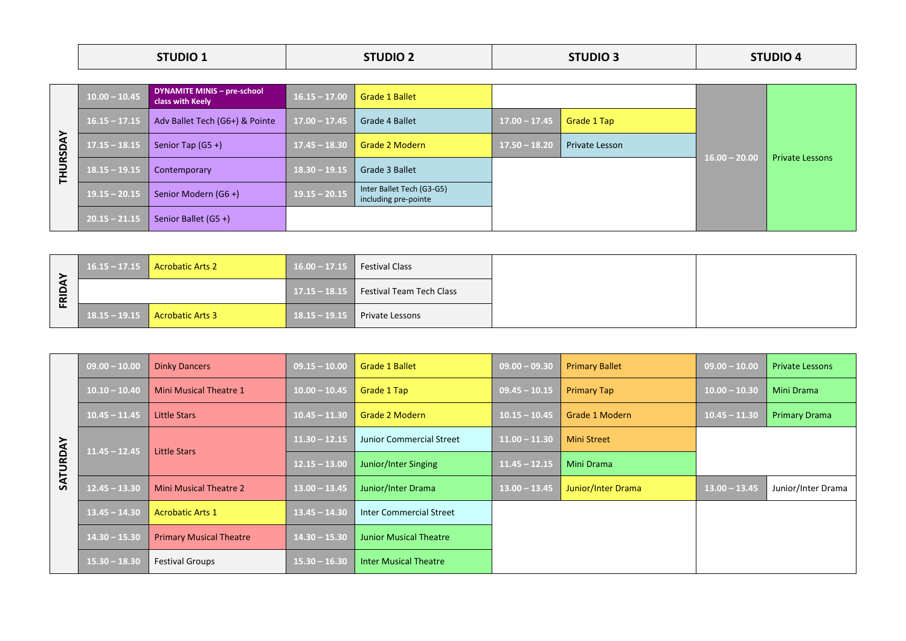| | STUDIO 1 | | STUDIO 2 | | STUDIO 3 | | STUDIO 4 | |
|---|---|---|---|---|---|---|---|---|
| **THURSDAY** | 10.00 – 10.45 | DYNAMITE MINIS – pre-school class with Keely | 16.15 – 17.00 | Grade 1 Ballet | | | 16.00 – 20.00 | Private Lessons |
| | 16.15 – 17.15 | Adv Ballet Tech (G6+) & Pointe | 17.00 – 17.45 | Grade 4 Ballet | 17.00 – 17.45 | Grade 1 Tap | | |
| | 17.15 – 18.15 | Senior Tap (G5 +) | 17.45 – 18.30 | Grade 2 Modern | 17.50 – 18.20 | Private Lesson | | |
| | 18.15 – 19.15 | Contemporary | 18.30 – 19.15 | Grade 3 Ballet | | | | |
| | 19.15 – 20.15 | Senior Modern (G6 +) | 19.15 – 20.15 | Inter Ballet Tech (G3-G5) including pre-pointe | | | | |
| | 20.15 – 21.15 | Senior Ballet (G5 +) | | | | | | |

| | STUDIO 1 | | STUDIO 2 | | STUDIO 3 | | STUDIO 4 | |
|---|---|---|---|---|---|---|---|---|
| **FRIDAY** | 16.15 – 17.15 | Acrobatic Arts 2 | 16.00 – 17.15 | Festival Class | | | | |
| | | | 17.15 – 18.15 | Festival Team Tech Class | | | | |
| | 18.15 – 19.15 | Acrobatic Arts 3 | 18.15 – 19.15 | Private Lessons | | | | |

| | STUDIO 1 | | STUDIO 2 | | STUDIO 3 | | STUDIO 4 | |
|---|---|---|---|---|---|---|---|---|
| **SATURDAY** | 09.00 – 10.00 | Dinky Dancers | 09.15 – 10.00 | Grade 1 Ballet | 09.00 – 09.30 | Primary Ballet | 09.00 – 10.00 | Private Lessons |
| | 10.10 – 10.40 | Mini Musical Theatre 1 | 10.00 – 10.45 | Grade 1 Tap | 09.45 – 10.15 | Primary Tap | 10.00 – 10.30 | Mini Drama |
| | 10.45 – 11.45 | Little Stars | 10.45 – 11.30 | Grade 2 Modern | 10.15 – 10.45 | Grade 1 Modern | 10.45 – 11.30 | Primary Drama |
| | 11.45 – 12.45 | Little Stars | 11.30 – 12.15 | Junior Commercial Street | 11.00 – 11.30 | Mini Street | | |
| | | | 12.15 – 13.00 | Junior/Inter Singing | 11.45 – 12.15 | Mini Drama | | |
| | 12.45 – 13.30 | Mini Musical Theatre 2 | 13.00 – 13.45 | Junior/Inter Drama | 13.00 – 13.45 | Junior/Inter Drama | 13.00 – 13.45 | Junior/Inter Drama |
| | 13.45 – 14.30 | Acrobatic Arts 1 | 13.45 – 14.30 | Inter Commercial Street | | | | |
| | 14.30 – 15.30 | Primary Musical Theatre | 14.30 – 15.30 | Junior Musical Theatre | | | | |
| | 15.30 – 18.30 | Festival Groups | 15.30 – 16.30 | Inter Musical Theatre | | | | |